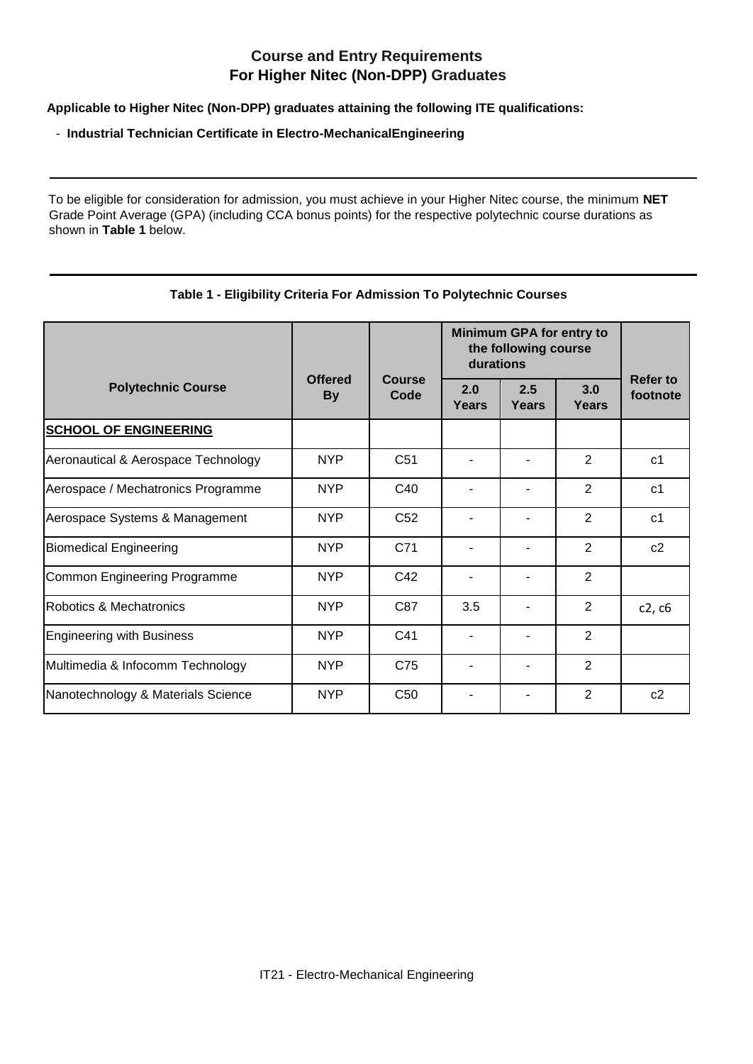# Course and Entry Requirements
## For Higher Nitec (Non-DPP) Graduates

**Applicable to Higher Nitec (Non-DPP) graduates attaining the following ITE qualifications:**

- **Industrial Technician Certificate in Electro-MechanicalEngineering**

---

To be eligible for consideration for admission, you must achieve in your Higher Nitec course, the minimum **NET** Grade Point Average (GPA) (including CCA bonus points) for the respective polytechnic course durations as shown in **Table 1** below.

---

**Table 1 - Eligibility Criteria For Admission To Polytechnic Courses**

| Polytechnic Course | Offered By | Course Code | Minimum GPA for entry to the following course durations | | | Refer to footnote |
|---|---|---|---|---|---|---|
| | | | 2.0 Years | 2.5 Years | 3.0 Years | |
| **SCHOOL OF ENGINEERING** | | | | | | |
| Aeronautical & Aerospace Technology | NYP | C51 | - | - | 2 | c1 |
| Aerospace / Mechatronics Programme | NYP | C40 | - | - | 2 | c1 |
| Aerospace Systems & Management | NYP | C52 | - | - | 2 | c1 |
| Biomedical Engineering | NYP | C71 | - | - | 2 | c2 |
| Common Engineering Programme | NYP | C42 | - | - | 2 | |
| Robotics & Mechatronics | NYP | C87 | 3.5 | - | 2 | c2, c6 |
| Engineering with Business | NYP | C41 | - | - | 2 | |
| Multimedia & Infocomm Technology | NYP | C75 | - | - | 2 | |
| Nanotechnology & Materials Science | NYP | C50 | - | - | 2 | c2 |

IT21 - Electro-Mechanical Engineering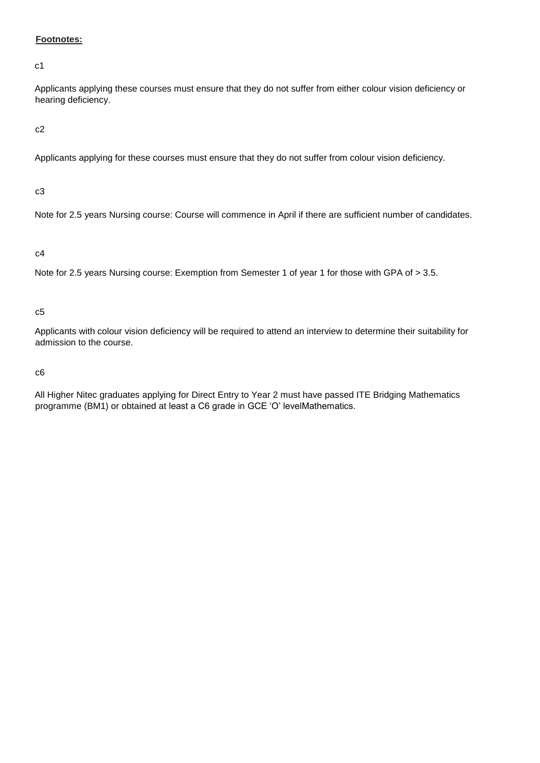**Footnotes:**

c1

Applicants applying these courses must ensure that they do not suffer from either colour vision deficiency or hearing deficiency.

c2

Applicants applying for these courses must ensure that they do not suffer from colour vision deficiency.

c3

Note for 2.5 years Nursing course: Course will commence in April if there are sufficient number of candidates.

c4

Note for 2.5 years Nursing course: Exemption from Semester 1 of year 1 for those with GPA of > 3.5.

c5

Applicants with colour vision deficiency will be required to attend an interview to determine their suitability for admission to the course.

c6

All Higher Nitec graduates applying for Direct Entry to Year 2 must have passed ITE Bridging Mathematics programme (BM1) or obtained at least a C6 grade in GCE 'O' levelMathematics.